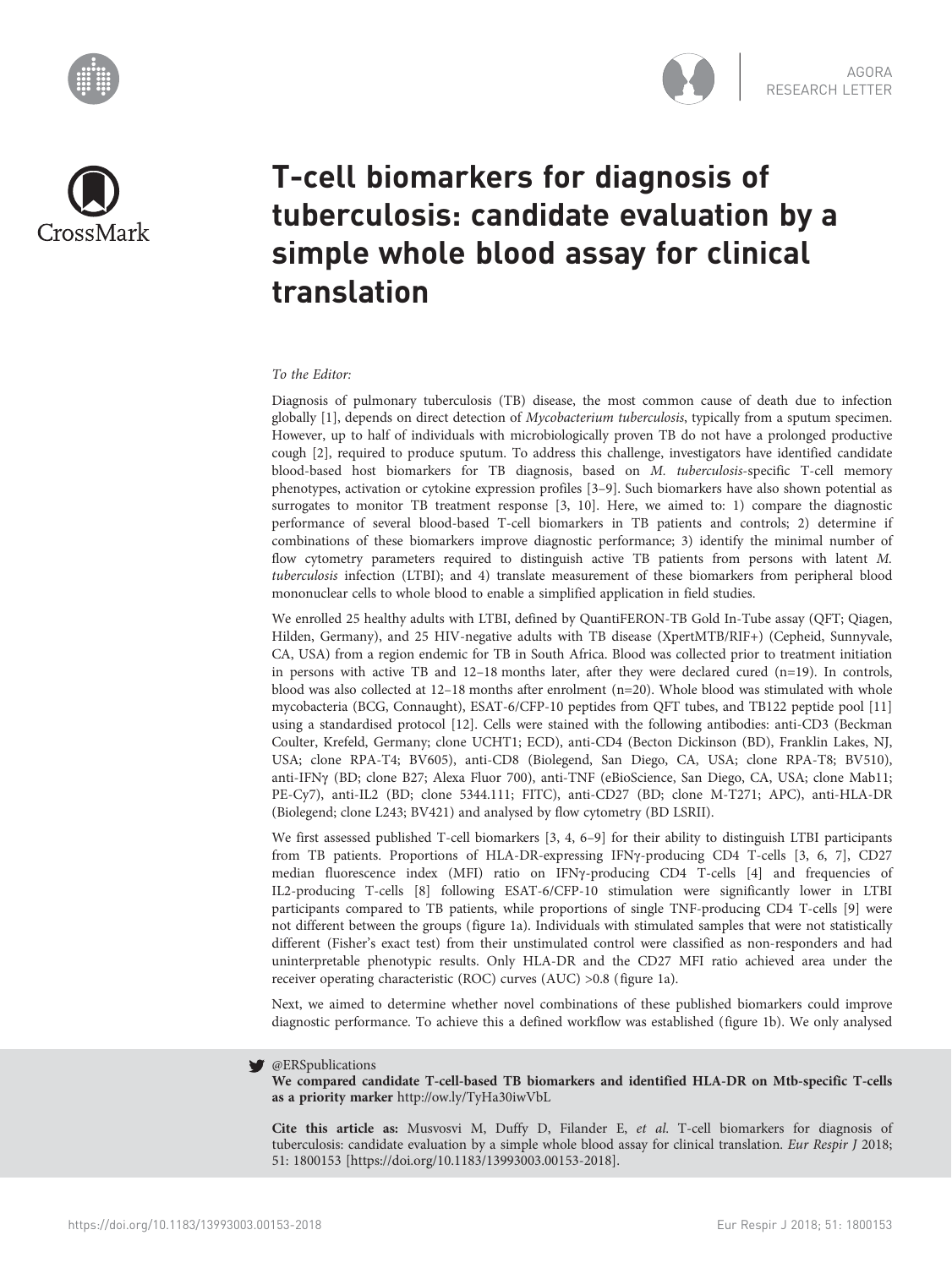AGORA
RESEARCH LETTER

# T-cell biomarkers for diagnosis of tuberculosis: candidate evaluation by a simple whole blood assay for clinical translation

*To the Editor:*

Diagnosis of pulmonary tuberculosis (TB) disease, the most common cause of death due to infection globally [1], depends on direct detection of *Mycobacterium tuberculosis*, typically from a sputum specimen. However, up to half of individuals with microbiologically proven TB do not have a prolonged productive cough [2], required to produce sputum. To address this challenge, investigators have identified candidate blood-based host biomarkers for TB diagnosis, based on *M. tuberculosis*-specific T-cell memory phenotypes, activation or cytokine expression profiles [3–9]. Such biomarkers have also shown potential as surrogates to monitor TB treatment response [3, 10]. Here, we aimed to: 1) compare the diagnostic performance of several blood-based T-cell biomarkers in TB patients and controls; 2) determine if combinations of these biomarkers improve diagnostic performance; 3) identify the minimal number of flow cytometry parameters required to distinguish active TB patients from persons with latent *M. tuberculosis* infection (LTBI); and 4) translate measurement of these biomarkers from peripheral blood mononuclear cells to whole blood to enable a simplified application in field studies.

We enrolled 25 healthy adults with LTBI, defined by QuantiFERON-TB Gold In-Tube assay (QFT; Qiagen, Hilden, Germany), and 25 HIV-negative adults with TB disease (XpertMTB/RIF+) (Cepheid, Sunnyvale, CA, USA) from a region endemic for TB in South Africa. Blood was collected prior to treatment initiation in persons with active TB and 12–18 months later, after they were declared cured (n=19). In controls, blood was also collected at 12–18 months after enrolment (n=20). Whole blood was stimulated with whole mycobacteria (BCG, Connaught), ESAT-6/CFP-10 peptides from QFT tubes, and TB122 peptide pool [11] using a standardised protocol [12]. Cells were stained with the following antibodies: anti-CD3 (Beckman Coulter, Krefeld, Germany; clone UCHT1; ECD), anti-CD4 (Becton Dickinson (BD), Franklin Lakes, NJ, USA; clone RPA-T4; BV605), anti-CD8 (Biolegend, San Diego, CA, USA; clone RPA-T8; BV510), anti-IFNγ (BD; clone B27; Alexa Fluor 700), anti-TNF (eBioScience, San Diego, CA, USA; clone Mab11; PE-Cy7), anti-IL2 (BD; clone 5344.111; FITC), anti-CD27 (BD; clone M-T271; APC), anti-HLA-DR (Biolegend; clone L243; BV421) and analysed by flow cytometry (BD LSRII).

We first assessed published T-cell biomarkers [3, 4, 6–9] for their ability to distinguish LTBI participants from TB patients. Proportions of HLA-DR-expressing IFNγ-producing CD4 T-cells [3, 6, 7], CD27 median fluorescence index (MFI) ratio on IFNγ-producing CD4 T-cells [4] and frequencies of IL2-producing T-cells [8] following ESAT-6/CFP-10 stimulation were significantly lower in LTBI participants compared to TB patients, while proportions of single TNF-producing CD4 T-cells [9] were not different between the groups (figure 1a). Individuals with stimulated samples that were not statistically different (Fisher's exact test) from their unstimulated control were classified as non-responders and had uninterpretable phenotypic results. Only HLA-DR and the CD27 MFI ratio achieved area under the receiver operating characteristic (ROC) curves (AUC) >0.8 (figure 1a).

Next, we aimed to determine whether novel combinations of these published biomarkers could improve diagnostic performance. To achieve this a defined workflow was established (figure 1b). We only analysed

@ERSpublications
**We compared candidate T-cell-based TB biomarkers and identified HLA-DR on Mtb-specific T-cells as a priority marker** http://ow.ly/TyHa30iwVbL

**Cite this article as:** Musvosvi M, Duffy D, Filander E, *et al.* T-cell biomarkers for diagnosis of tuberculosis: candidate evaluation by a simple whole blood assay for clinical translation. *Eur Respir J* 2018; 51: 1800153 [https://doi.org/10.1183/13993003.00153-2018].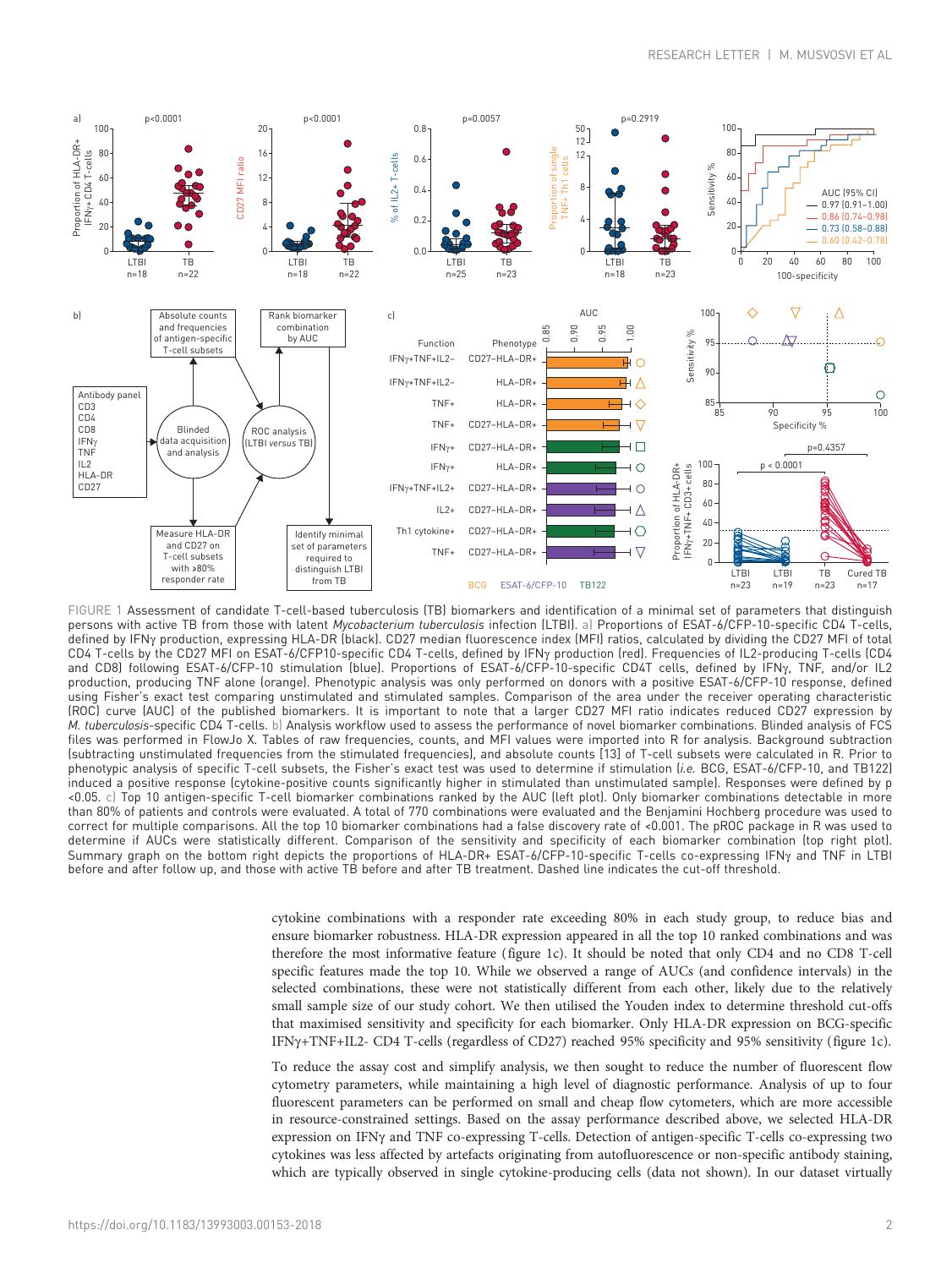FIGURE 1 Assessment of candidate T-cell-based tuberculosis (TB) biomarkers and identification of a minimal set of parameters that distinguish persons with active TB from those with latent *Mycobacterium tuberculosis* infection (LTBI). a) Proportions of ESAT-6/CFP-10-specific CD4 T-cells, defined by IFNγ production, expressing HLA-DR (black). CD27 median fluorescence index (MFI) ratios, calculated by dividing the CD27 MFI of total CD4 T-cells by the CD27 MFI on ESAT-6/CFP10-specific CD4 T-cells, defined by IFNγ production (red). Frequencies of IL2-producing T-cells (CD4 and CD8) following ESAT-6/CFP-10 stimulation (blue). Proportions of ESAT-6/CFP-10-specific CD4T cells, defined by IFNγ, TNF, and/or IL2 production, producing TNF alone (orange). Phenotypic analysis was only performed on donors with a positive ESAT-6/CFP-10 response, defined using Fisher's exact test comparing unstimulated and stimulated samples. Comparison of the area under the receiver operating characteristic (ROC) curve (AUC) of the published biomarkers. It is important to note that a larger CD27 MFI ratio indicates reduced CD27 expression by *M. tuberculosis*-specific CD4 T-cells. b) Analysis workflow used to assess the performance of novel biomarker combinations. Blinded analysis of FCS files was performed in FlowJo X. Tables of raw frequencies, counts, and MFI values were imported into R for analysis. Background subtraction (subtracting unstimulated frequencies from the stimulated frequencies), and absolute counts [13] of T-cell subsets were calculated in R. Prior to phenotypic analysis of specific T-cell subsets, the Fisher's exact test was used to determine if stimulation (*i.e.* BCG, ESAT-6/CFP-10, and TB122) induced a positive response (cytokine-positive counts significantly higher in stimulated than unstimulated sample). Responses were defined by $p < 0.05$. c) Top 10 antigen-specific T-cell biomarker combinations ranked by the AUC (left plot). Only biomarker combinations detectable in more than 80% of patients and controls were evaluated. A total of 770 combinations were evaluated and the Benjamini Hochberg procedure was used to correct for multiple comparisons. All the top 10 biomarker combinations had a false discovery rate of <0.001. The pROC package in R was used to determine if AUCs were statistically different. Comparison of the sensitivity and specificity of each biomarker combination (top right plot). Summary graph on the bottom right depicts the proportions of HLA-DR+ ESAT-6/CFP-10-specific T-cells co-expressing IFNγ and TNF in LTBI before and after follow up, and those with active TB before and after TB treatment. Dashed line indicates the cut-off threshold.

cytokine combinations with a responder rate exceeding 80% in each study group, to reduce bias and ensure biomarker robustness. HLA-DR expression appeared in all the top 10 ranked combinations and was therefore the most informative feature (figure 1c). It should be noted that only CD4 and no CD8 T-cell specific features made the top 10. While we observed a range of AUCs (and confidence intervals) in the selected combinations, these were not statistically different from each other, likely due to the relatively small sample size of our study cohort. We then utilised the Youden index to determine threshold cut-offs that maximised sensitivity and specificity for each biomarker. Only HLA-DR expression on BCG-specific IFNγ+TNF+IL2- CD4 T-cells (regardless of CD27) reached 95% specificity and 95% sensitivity (figure 1c).

To reduce the assay cost and simplify analysis, we then sought to reduce the number of fluorescent flow cytometry parameters, while maintaining a high level of diagnostic performance. Analysis of up to four fluorescent parameters can be performed on small and cheap flow cytometers, which are more accessible in resource-constrained settings. Based on the assay performance described above, we selected HLA-DR expression on IFNγ and TNF co-expressing T-cells. Detection of antigen-specific T-cells co-expressing two cytokines was less affected by artefacts originating from autofluorescence or non-specific antibody staining, which are typically observed in single cytokine-producing cells (data not shown). In our dataset virtually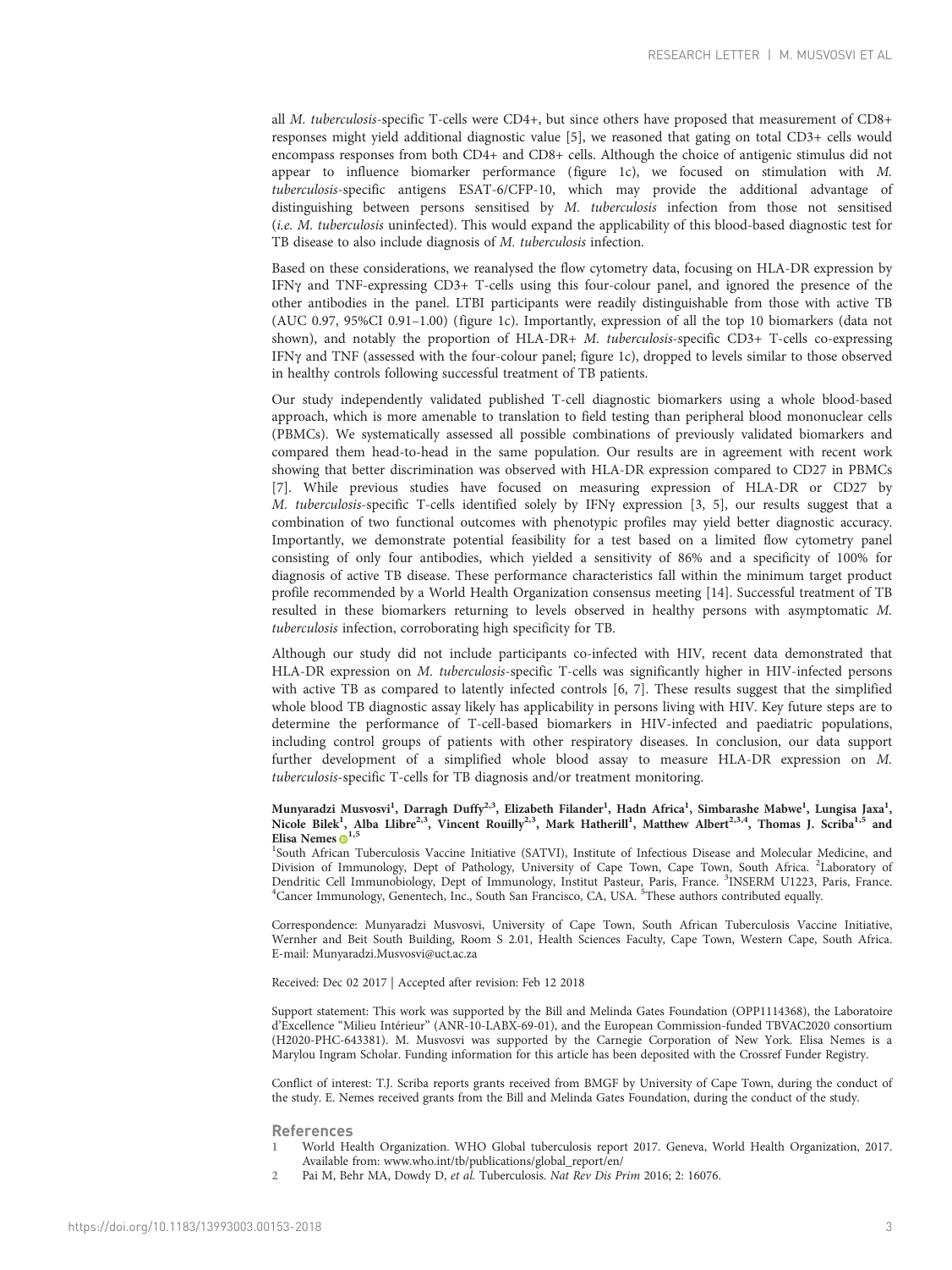all *M. tuberculosis*-specific T-cells were CD4+, but since others have proposed that measurement of CD8+ responses might yield additional diagnostic value [5], we reasoned that gating on total CD3+ cells would encompass responses from both CD4+ and CD8+ cells. Although the choice of antigenic stimulus did not appear to influence biomarker performance (figure 1c), we focused on stimulation with *M. tuberculosis*-specific antigens ESAT-6/CFP-10, which may provide the additional advantage of distinguishing between persons sensitised by *M. tuberculosis* infection from those not sensitised (*i.e. M. tuberculosis* uninfected). This would expand the applicability of this blood-based diagnostic test for TB disease to also include diagnosis of *M. tuberculosis* infection.

Based on these considerations, we reanalysed the flow cytometry data, focusing on HLA-DR expression by IFNγ and TNF-expressing CD3+ T-cells using this four-colour panel, and ignored the presence of the other antibodies in the panel. LTBI participants were readily distinguishable from those with active TB (AUC 0.97, 95%CI 0.91–1.00) (figure 1c). Importantly, expression of all the top 10 biomarkers (data not shown), and notably the proportion of HLA-DR+ *M. tuberculosis*-specific CD3+ T-cells co-expressing IFNγ and TNF (assessed with the four-colour panel; figure 1c), dropped to levels similar to those observed in healthy controls following successful treatment of TB patients.

Our study independently validated published T-cell diagnostic biomarkers using a whole blood-based approach, which is more amenable to translation to field testing than peripheral blood mononuclear cells (PBMCs). We systematically assessed all possible combinations of previously validated biomarkers and compared them head-to-head in the same population. Our results are in agreement with recent work showing that better discrimination was observed with HLA-DR expression compared to CD27 in PBMCs [7]. While previous studies have focused on measuring expression of HLA-DR or CD27 by *M. tuberculosis*-specific T-cells identified solely by IFNγ expression [3, 5], our results suggest that a combination of two functional outcomes with phenotypic profiles may yield better diagnostic accuracy. Importantly, we demonstrate potential feasibility for a test based on a limited flow cytometry panel consisting of only four antibodies, which yielded a sensitivity of 86% and a specificity of 100% for diagnosis of active TB disease. These performance characteristics fall within the minimum target product profile recommended by a World Health Organization consensus meeting [14]. Successful treatment of TB resulted in these biomarkers returning to levels observed in healthy persons with asymptomatic *M. tuberculosis* infection, corroborating high specificity for TB.

Although our study did not include participants co-infected with HIV, recent data demonstrated that HLA-DR expression on *M. tuberculosis*-specific T-cells was significantly higher in HIV-infected persons with active TB as compared to latently infected controls [6, 7]. These results suggest that the simplified whole blood TB diagnostic assay likely has applicability in persons living with HIV. Key future steps are to determine the performance of T-cell-based biomarkers in HIV-infected and paediatric populations, including control groups of patients with other respiratory diseases. In conclusion, our data support further development of a simplified whole blood assay to measure HLA-DR expression on *M. tuberculosis*-specific T-cells for TB diagnosis and/or treatment monitoring.

**Munyaradzi Musvosvi[1], Darragh Duffy[2,3], Elizabeth Filander[1], Hadn Africa[1], Simbarashe Mabwe[1], Lungisa Jaxa[1], Nicole Bilek[1], Alba Llibre[2,3], Vincent Rouilly[2,3], Mark Hatherill[1], Matthew Albert[2,3,4], Thomas J. Scriba[1,5] and Elisa Nemes[1,5]**

[1]South African Tuberculosis Vaccine Initiative (SATVI), Institute of Infectious Disease and Molecular Medicine, and Division of Immunology, Dept of Pathology, University of Cape Town, Cape Town, South Africa. [2]Laboratory of Dendritic Cell Immunobiology, Dept of Immunology, Institut Pasteur, Paris, France. [3]INSERM U1223, Paris, France. [4]Cancer Immunology, Genentech, Inc., South San Francisco, CA, USA. [5]These authors contributed equally.

Correspondence: Munyaradzi Musvosvi, University of Cape Town, South African Tuberculosis Vaccine Initiative, Wernher and Beit South Building, Room S 2.01, Health Sciences Faculty, Cape Town, Western Cape, South Africa. E-mail: Munyaradzi.Musvosvi@uct.ac.za

Received: Dec 02 2017 | Accepted after revision: Feb 12 2018

Support statement: This work was supported by the Bill and Melinda Gates Foundation (OPP1114368), the Laboratoire d'Excellence "Milieu Intérieur" (ANR-10-LABX-69-01), and the European Commission-funded TBVAC2020 consortium (H2020-PHC-643381). M. Musvosvi was supported by the Carnegie Corporation of New York. Elisa Nemes is a Marylou Ingram Scholar. Funding information for this article has been deposited with the Crossref Funder Registry.

Conflict of interest: T.J. Scriba reports grants received from BMGF by University of Cape Town, during the conduct of the study. E. Nemes received grants from the Bill and Melinda Gates Foundation, during the conduct of the study.

## References

1. World Health Organization. WHO Global tuberculosis report 2017. Geneva, World Health Organization, 2017. Available from: www.who.int/tb/publications/global_report/en/
2. Pai M, Behr MA, Dowdy D, *et al.* Tuberculosis. *Nat Rev Dis Prim* 2016; 2: 16076.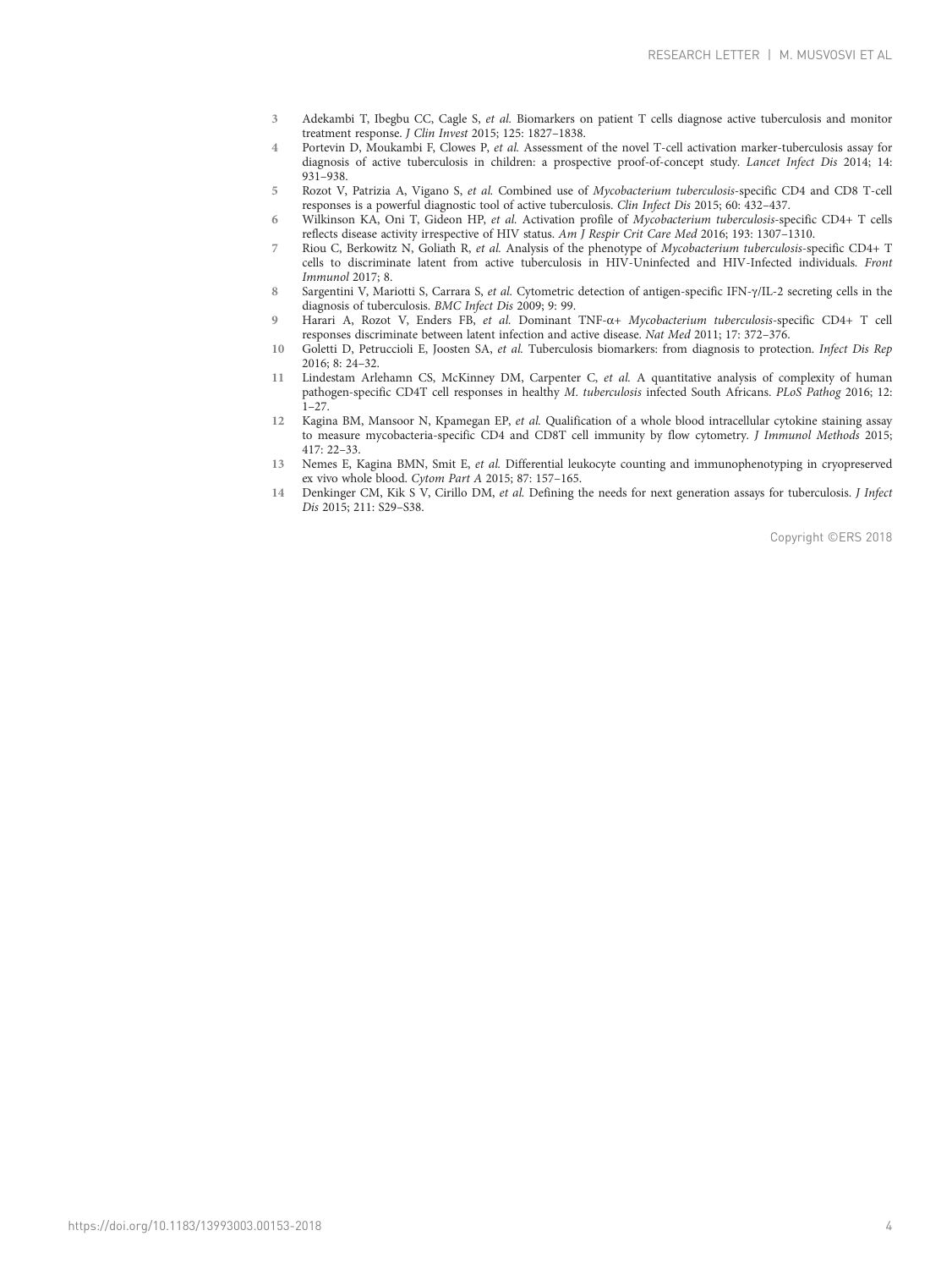3. Adekambi T, Ibegbu CC, Cagle S, *et al.* Biomarkers on patient T cells diagnose active tuberculosis and monitor treatment response. *J Clin Invest* 2015; 125: 1827–1838.
4. Portevin D, Moukambi F, Clowes P, *et al.* Assessment of the novel T-cell activation marker-tuberculosis assay for diagnosis of active tuberculosis in children: a prospective proof-of-concept study. *Lancet Infect Dis* 2014; 14: 931–938.
5. Rozot V, Patrizia A, Vigano S, *et al.* Combined use of *Mycobacterium tuberculosis*-specific CD4 and CD8 T-cell responses is a powerful diagnostic tool of active tuberculosis. *Clin Infect Dis* 2015; 60: 432–437.
6. Wilkinson KA, Oni T, Gideon HP, *et al.* Activation profile of *Mycobacterium tuberculosis*-specific CD4+ T cells reflects disease activity irrespective of HIV status. *Am J Respir Crit Care Med* 2016; 193: 1307–1310.
7. Riou C, Berkowitz N, Goliath R, *et al.* Analysis of the phenotype of *Mycobacterium tuberculosis*-specific CD4+ T cells to discriminate latent from active tuberculosis in HIV-Uninfected and HIV-Infected individuals. *Front Immunol* 2017; 8.
8. Sargentini V, Mariotti S, Carrara S, *et al.* Cytometric detection of antigen-specific IFN-γ/IL-2 secreting cells in the diagnosis of tuberculosis. *BMC Infect Dis* 2009; 9: 99.
9. Harari A, Rozot V, Enders FB, *et al.* Dominant TNF-α+ *Mycobacterium tuberculosis*-specific CD4+ T cell responses discriminate between latent infection and active disease. *Nat Med* 2011; 17: 372–376.
10. Goletti D, Petruccioli E, Joosten SA, *et al.* Tuberculosis biomarkers: from diagnosis to protection. *Infect Dis Rep* 2016; 8: 24–32.
11. Lindestam Arlehamn CS, McKinney DM, Carpenter C, *et al.* A quantitative analysis of complexity of human pathogen-specific CD4T cell responses in healthy *M. tuberculosis* infected South Africans. *PLoS Pathog* 2016; 12: 1–27.
12. Kagina BM, Mansoor N, Kpamegan EP, *et al.* Qualification of a whole blood intracellular cytokine staining assay to measure mycobacteria-specific CD4 and CD8T cell immunity by flow cytometry. *J Immunol Methods* 2015; 417: 22–33.
13. Nemes E, Kagina BMN, Smit E, *et al.* Differential leukocyte counting and immunophenotyping in cryopreserved ex vivo whole blood. *Cytom Part A* 2015; 87: 157–165.
14. Denkinger CM, Kik S V, Cirillo DM, *et al.* Defining the needs for next generation assays for tuberculosis. *J Infect Dis* 2015; 211: S29–S38.

Copyright ©ERS 2018